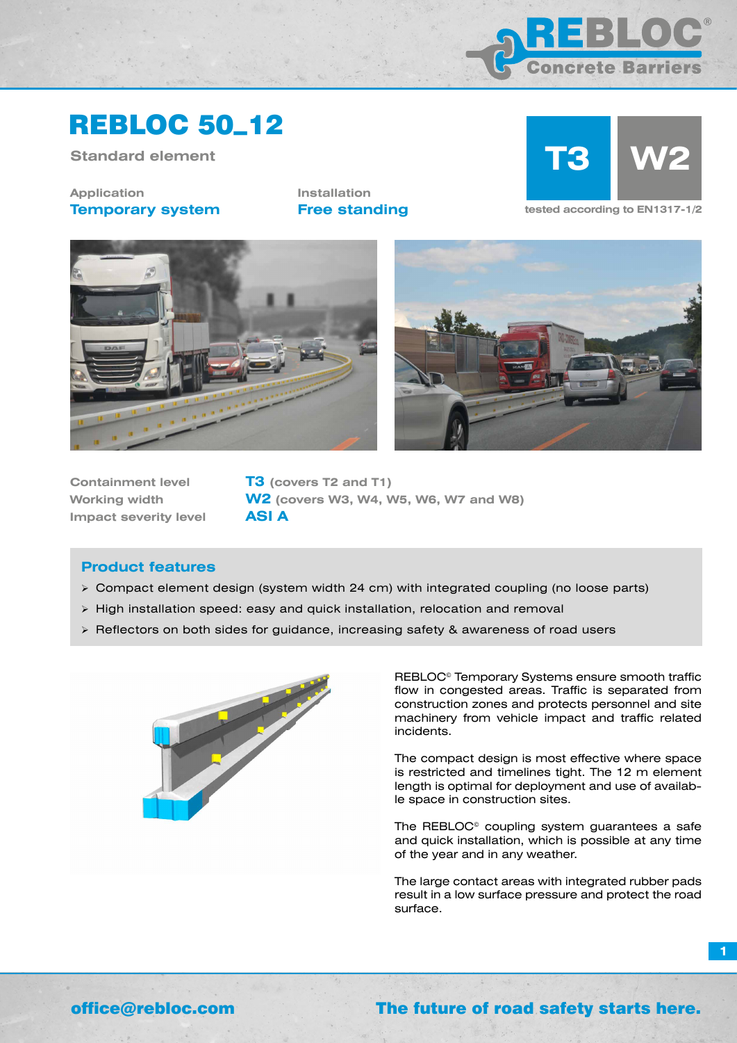# REBLOC 50_12

Standard element

**T3** **W2**

tested according to EN1317-1/2

Application
**Temporary system**

Installation
**Free standing**

| | |
|---|---|
| Containment level | **T3** (covers T2 and T1) |
| Working width | **W2** (covers W3, W4, W5, W6, W7 and W8) |
| Impact severity level | **ASI A** |

## Product features

- Compact element design (system width 24 cm) with integrated coupling (no loose parts)
- High installation speed: easy and quick installation, relocation and removal
- Reflectors on both sides for guidance, increasing safety & awareness of road users

REBLOC® Temporary Systems ensure smooth traffic flow in congested areas. Traffic is separated from construction zones and protects personnel and site machinery from vehicle impact and traffic related incidents.

The compact design is most effective where space is restricted and timelines tight. The 12 m element length is optimal for deployment and use of available space in construction sites.

The REBLOC® coupling system guarantees a safe and quick installation, which is possible at any time of the year and in any weather.

The large contact areas with integrated rubber pads result in a low surface pressure and protect the road surface.

office@rebloc.com

**The future of road safety starts here.**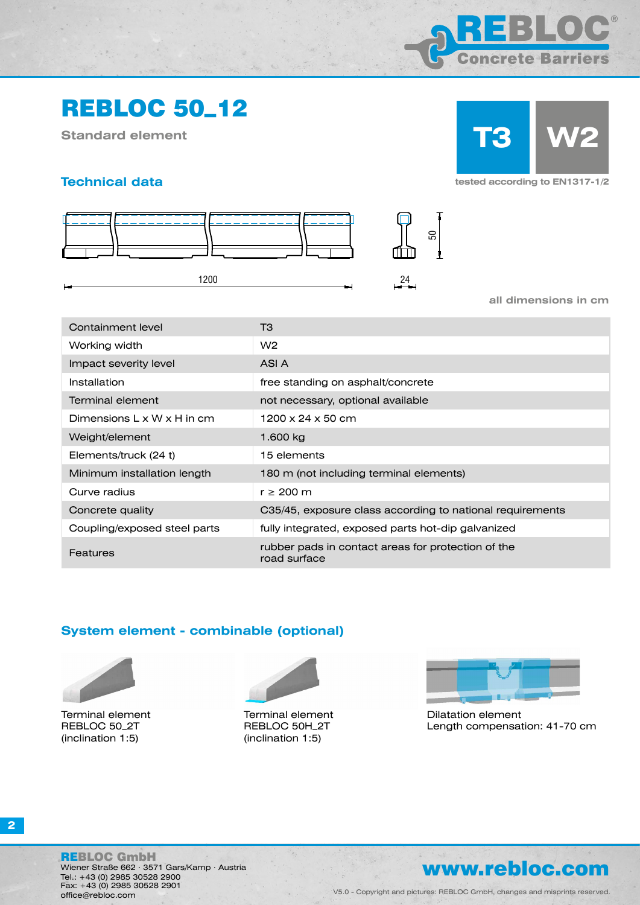# REBLOC 50_12

**Standard element**

**T3** **W2**

tested according to EN1317-1/2

## Technical data

1200

24

50

all dimensions in cm

| | |
|---|---|
| Containment level | T3 |
| Working width | W2 |
| Impact severity level | ASI A |
| Installation | free standing on asphalt/concrete |
| Terminal element | not necessary, optional available |
| Dimensions L x W x H in cm | 1200 x 24 x 50 cm |
| Weight/element | 1.600 kg |
| Elements/truck (24 t) | 15 elements |
| Minimum installation length | 180 m (not including terminal elements) |
| Curve radius | r ≥ 200 m |
| Concrete quality | C35/45, exposure class according to national requirements |
| Coupling/exposed steel parts | fully integrated, exposed parts hot-dip galvanized |
| Features | rubber pads in contact areas for protection of the road surface |

## System element - combinable (optional)

Terminal element
REBLOC 50_2T
(inclination 1:5)

Terminal element
REBLOC 50H_2T
(inclination 1:5)

Dilatation element
Length compensation: 41-70 cm

**REBLOC GmbH**
Wiener Straße 662 · 3571 Gars/Kamp · Austria
Tel.: +43 (0) 2985 30528 2900
Fax: +43 (0) 2985 30528 2901
office@rebloc.com

**www.rebloc.com**

V5.0 - Copyright and pictures: REBLOC GmbH, changes and misprints reserved.